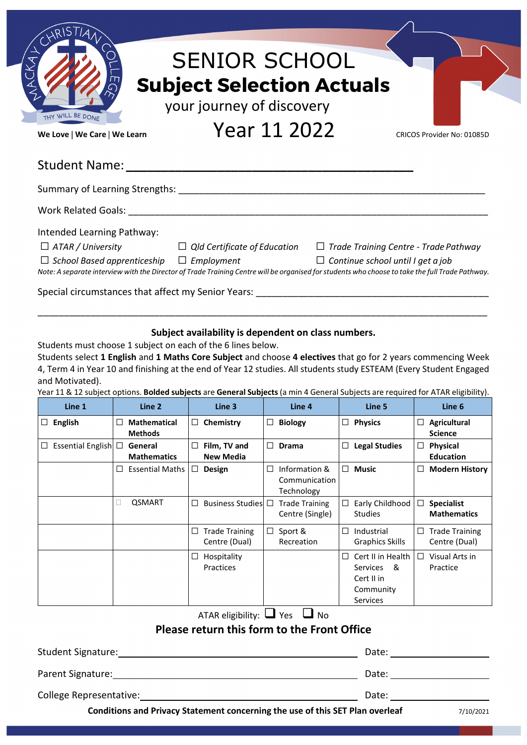MACKAY CHRISTIAN COLLEGE

THY WILL BE DONE

We Love | We Care | We Learn

# SENIOR SCHOOL
# Subject Selection Actuals
your journey of discovery

## Year 11 2022

CRICOS Provider No: 01085D

Student Name: ________________________________________

Summary of Learning Strengths: ________________________________________

Work Related Goals: ________________________________________

Intended Learning Pathway:

☐ *ATAR / University* ☐ *Qld Certificate of Education* ☐ *Trade Training Centre - Trade Pathway*

☐ *School Based apprenticeship* ☐ *Employment* ☐ *Continue school until I get a job*

*Note: A separate interview with the Director of Trade Training Centre will be organised for students who choose to take the full Trade Pathway.*

Special circumstances that affect my Senior Years: ________________________________________

________________________________________

**Subject availability is dependent on class numbers.**

Students must choose 1 subject on each of the 6 lines below.

Students select **1 English** and **1 Maths Core Subject** and choose **4 electives** that go for 2 years commencing Week 4, Term 4 in Year 10 and finishing at the end of Year 12 studies. All students study ESTEAM (Every Student Engaged and Motivated).

Year 11 & 12 subject options. **Bolded subjects** are **General Subjects** (a min 4 General Subjects are required for ATAR eligibility).

| Line 1 | Line 2 | Line 3 | Line 4 | Line 5 | Line 6 |
|---|---|---|---|---|---|
| ☐ **English** | ☐ **Mathematical Methods** | ☐ **Chemistry** | ☐ **Biology** | ☐ **Physics** | ☐ **Agricultural Science** |
| ☐ Essential English | ☐ **General Mathematics** | ☐ **Film, TV and New Media** | ☐ **Drama** | ☐ **Legal Studies** | ☐ **Physical Education** |
| | ☐ Essential Maths | ☐ **Design** | ☐ Information & Communication Technology | ☐ **Music** | ☐ **Modern History** |
| | ☐ QSMART | ☐ Business Studies | ☐ Trade Training Centre (Single) | ☐ Early Childhood Studies | ☐ **Specialist Mathematics** |
| | | ☐ Trade Training Centre (Dual) | ☐ Sport & Recreation | ☐ Industrial Graphics Skills | ☐ Trade Training Centre (Dual) |
| | | ☐ Hospitality Practices | | ☐ Cert II in Health Services & Cert II in Community Services | ☐ Visual Arts in Practice |

ATAR eligibility: ☐ Yes ☐ No

**Please return this form to the Front Office**

Student Signature: ______________________________ Date: ____________

Parent Signature: ______________________________ Date: ____________

College Representative: ______________________________ Date: ____________

**Conditions and Privacy Statement concerning the use of this SET Plan overleaf**

7/10/2021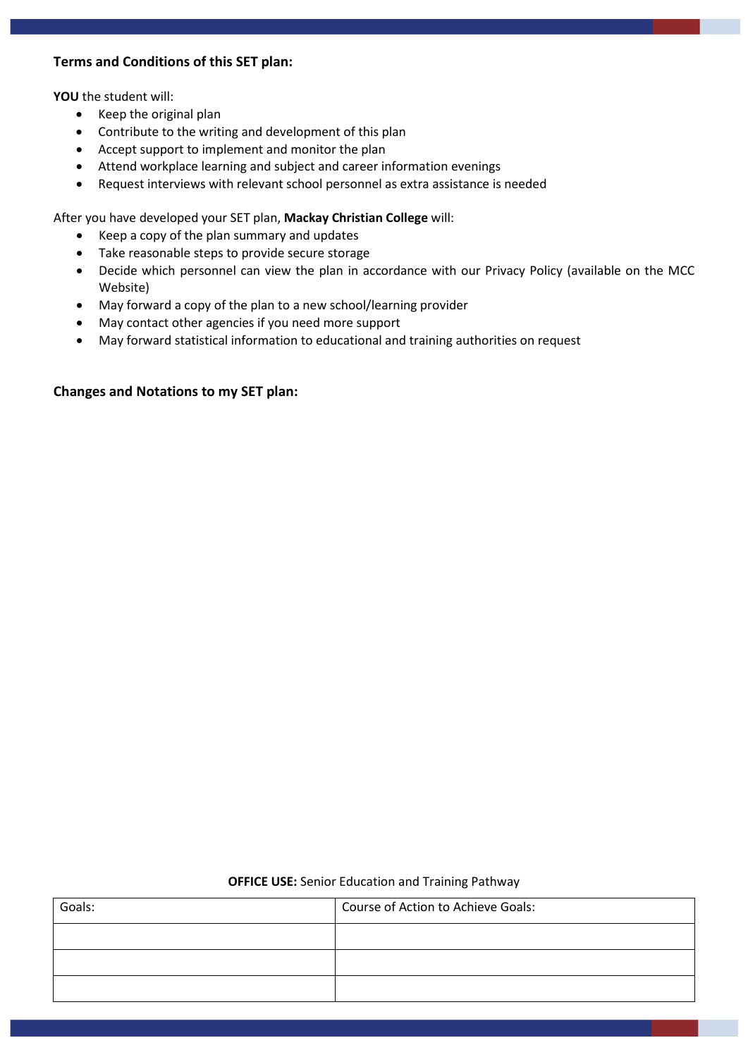**Terms and Conditions of this SET plan:**

**YOU** the student will:

- Keep the original plan
- Contribute to the writing and development of this plan
- Accept support to implement and monitor the plan
- Attend workplace learning and subject and career information evenings
- Request interviews with relevant school personnel as extra assistance is needed

After you have developed your SET plan, **Mackay Christian College** will:

- Keep a copy of the plan summary and updates
- Take reasonable steps to provide secure storage
- Decide which personnel can view the plan in accordance with our Privacy Policy (available on the MCC Website)
- May forward a copy of the plan to a new school/learning provider
- May contact other agencies if you need more support
- May forward statistical information to educational and training authorities on request

**Changes and Notations to my SET plan:**

**OFFICE USE:** Senior Education and Training Pathway

| Goals: | Course of Action to Achieve Goals: |
| --- | --- |
| | |
| | |
| | |